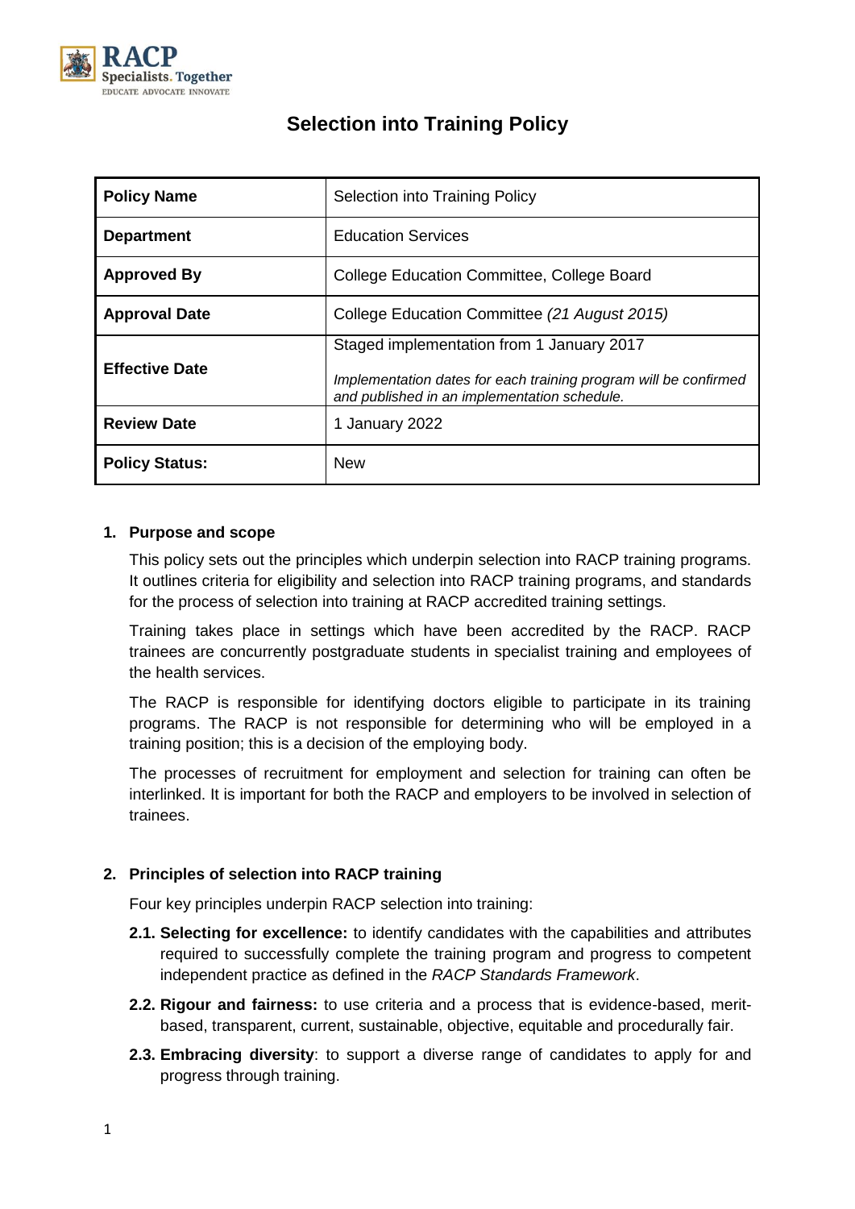# Selection into Training Policy

| **Policy Name** | Selection into Training Policy |
|---|---|
| **Department** | Education Services |
| **Approved By** | College Education Committee, College Board |
| **Approval Date** | College Education Committee *(21 August 2015)* |
| **Effective Date** | Staged implementation from 1 January 2017<br>*Implementation dates for each training program will be confirmed and published in an implementation schedule.* |
| **Review Date** | 1 January 2022 |
| **Policy Status:** | New |

## 1. Purpose and scope

This policy sets out the principles which underpin selection into RACP training programs. It outlines criteria for eligibility and selection into RACP training programs, and standards for the process of selection into training at RACP accredited training settings.

Training takes place in settings which have been accredited by the RACP. RACP trainees are concurrently postgraduate students in specialist training and employees of the health services.

The RACP is responsible for identifying doctors eligible to participate in its training programs. The RACP is not responsible for determining who will be employed in a training position; this is a decision of the employing body.

The processes of recruitment for employment and selection for training can often be interlinked. It is important for both the RACP and employers to be involved in selection of trainees.

## 2. Principles of selection into RACP training

Four key principles underpin RACP selection into training:

**2.1. Selecting for excellence:** to identify candidates with the capabilities and attributes required to successfully complete the training program and progress to competent independent practice as defined in the *RACP Standards Framework*.

**2.2. Rigour and fairness:** to use criteria and a process that is evidence-based, merit-based, transparent, current, sustainable, objective, equitable and procedurally fair.

**2.3. Embracing diversity**: to support a diverse range of candidates to apply for and progress through training.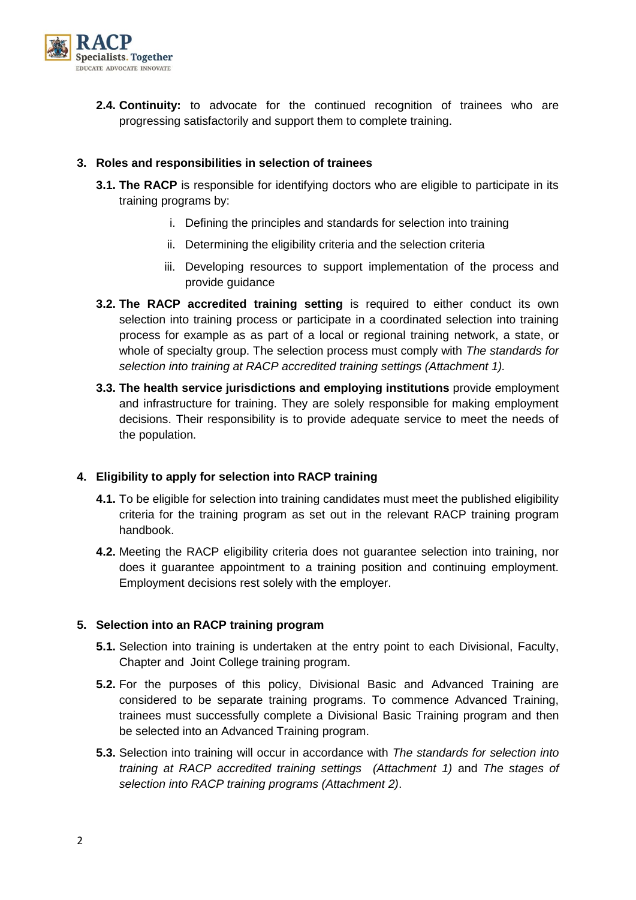**2.4. Continuity:** to advocate for the continued recognition of trainees who are progressing satisfactorily and support them to complete training.

## 3. Roles and responsibilities in selection of trainees

**3.1. The RACP** is responsible for identifying doctors who are eligible to participate in its training programs by:

i. Defining the principles and standards for selection into training

ii. Determining the eligibility criteria and the selection criteria

iii. Developing resources to support implementation of the process and provide guidance

**3.2. The RACP accredited training setting** is required to either conduct its own selection into training process or participate in a coordinated selection into training process for example as as part of a local or regional training network, a state, or whole of specialty group. The selection process must comply with *The standards for selection into training at RACP accredited training settings (Attachment 1).*

**3.3. The health service jurisdictions and employing institutions** provide employment and infrastructure for training. They are solely responsible for making employment decisions. Their responsibility is to provide adequate service to meet the needs of the population.

## 4. Eligibility to apply for selection into RACP training

**4.1.** To be eligible for selection into training candidates must meet the published eligibility criteria for the training program as set out in the relevant RACP training program handbook.

**4.2.** Meeting the RACP eligibility criteria does not guarantee selection into training, nor does it guarantee appointment to a training position and continuing employment. Employment decisions rest solely with the employer.

## 5. Selection into an RACP training program

**5.1.** Selection into training is undertaken at the entry point to each Divisional, Faculty, Chapter and Joint College training program.

**5.2.** For the purposes of this policy, Divisional Basic and Advanced Training are considered to be separate training programs. To commence Advanced Training, trainees must successfully complete a Divisional Basic Training program and then be selected into an Advanced Training program.

**5.3.** Selection into training will occur in accordance with *The standards for selection into training at RACP accredited training settings (Attachment 1)* and *The stages of selection into RACP training programs (Attachment 2)*.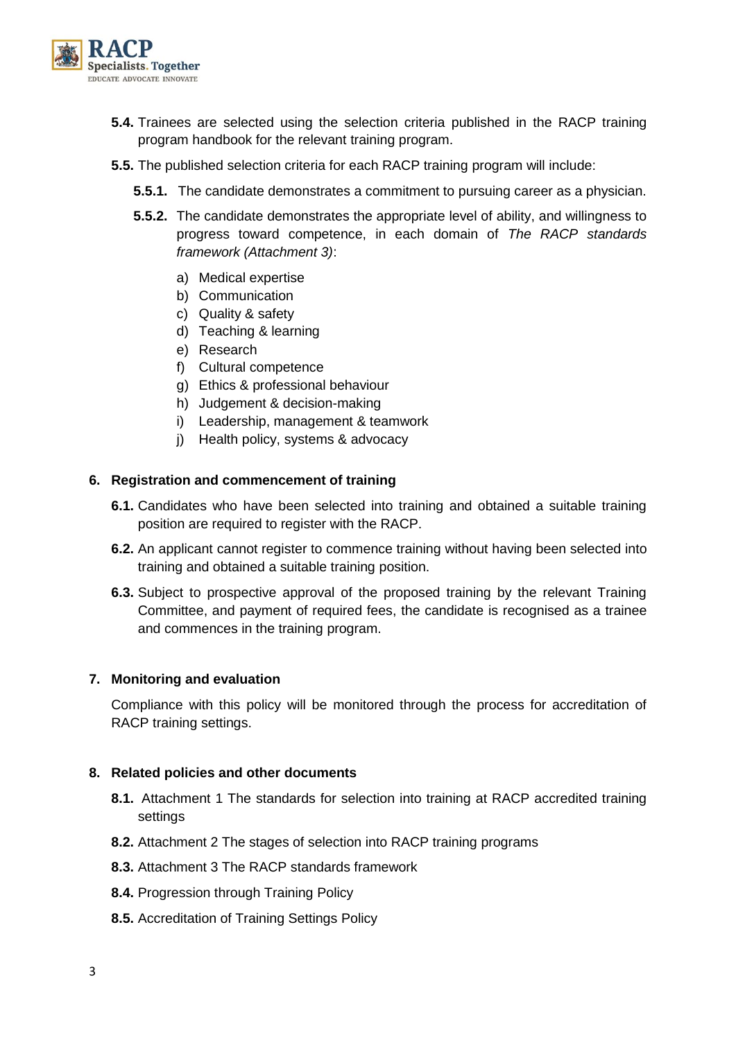**5.4.** Trainees are selected using the selection criteria published in the RACP training program handbook for the relevant training program.

**5.5.** The published selection criteria for each RACP training program will include:

**5.5.1.** The candidate demonstrates a commitment to pursuing career as a physician.

**5.5.2.** The candidate demonstrates the appropriate level of ability, and willingness to progress toward competence, in each domain of *The RACP standards framework (Attachment 3)*:

a) Medical expertise
b) Communication
c) Quality & safety
d) Teaching & learning
e) Research
f) Cultural competence
g) Ethics & professional behaviour
h) Judgement & decision-making
i) Leadership, management & teamwork
j) Health policy, systems & advocacy

## 6. Registration and commencement of training

**6.1.** Candidates who have been selected into training and obtained a suitable training position are required to register with the RACP.

**6.2.** An applicant cannot register to commence training without having been selected into training and obtained a suitable training position.

**6.3.** Subject to prospective approval of the proposed training by the relevant Training Committee, and payment of required fees, the candidate is recognised as a trainee and commences in the training program.

## 7. Monitoring and evaluation

Compliance with this policy will be monitored through the process for accreditation of RACP training settings.

## 8. Related policies and other documents

**8.1.** Attachment 1 The standards for selection into training at RACP accredited training settings

**8.2.** Attachment 2 The stages of selection into RACP training programs

**8.3.** Attachment 3 The RACP standards framework

**8.4.** Progression through Training Policy

**8.5.** Accreditation of Training Settings Policy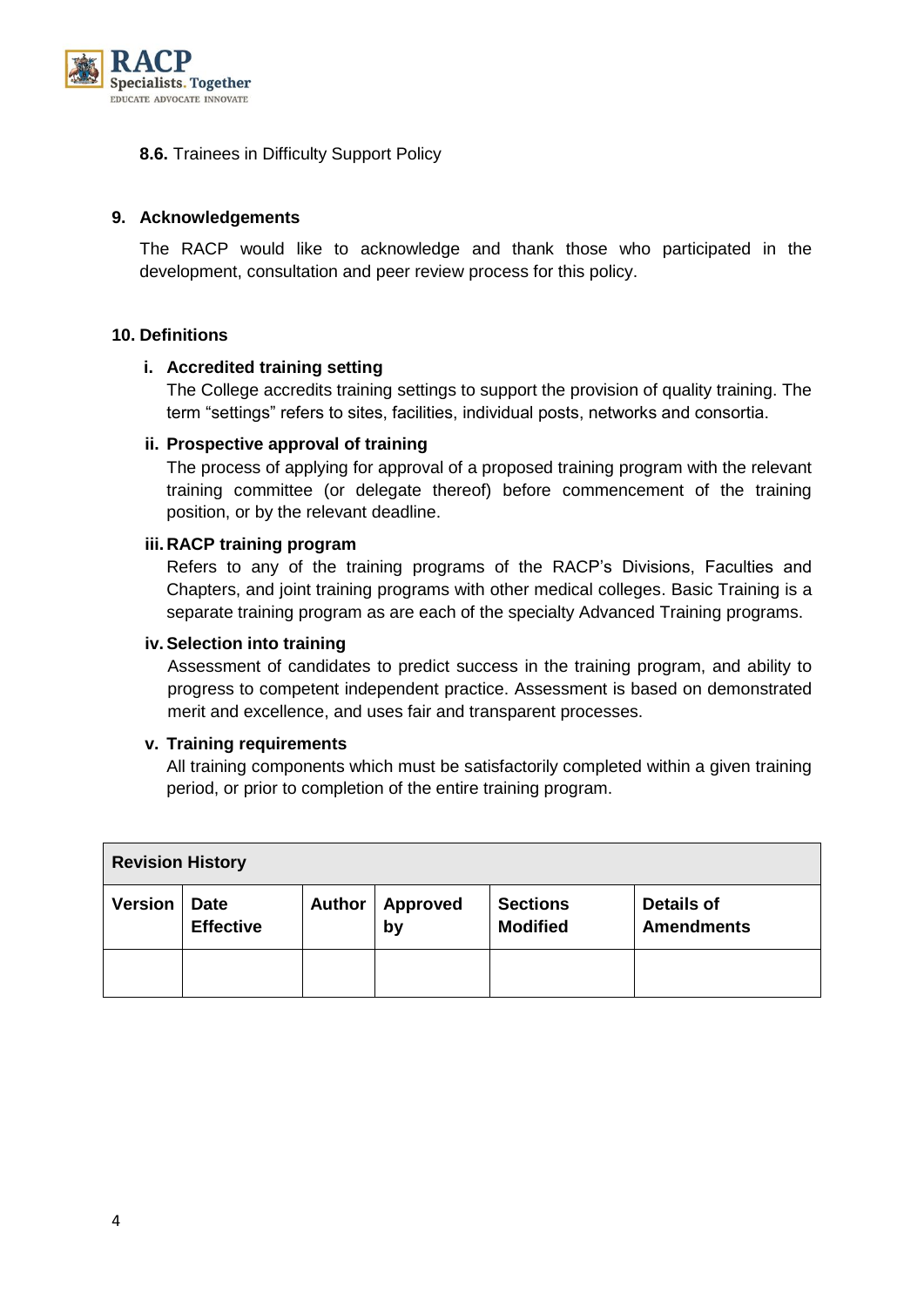**8.6.** Trainees in Difficulty Support Policy

## 9. Acknowledgements

The RACP would like to acknowledge and thank those who participated in the development, consultation and peer review process for this policy.

## 10. Definitions

**i. Accredited training setting**
The College accredits training settings to support the provision of quality training. The term "settings" refers to sites, facilities, individual posts, networks and consortia.

**ii. Prospective approval of training**
The process of applying for approval of a proposed training program with the relevant training committee (or delegate thereof) before commencement of the training position, or by the relevant deadline.

**iii. RACP training program**
Refers to any of the training programs of the RACP's Divisions, Faculties and Chapters, and joint training programs with other medical colleges. Basic Training is a separate training program as are each of the specialty Advanced Training programs.

**iv. Selection into training**
Assessment of candidates to predict success in the training program, and ability to progress to competent independent practice. Assessment is based on demonstrated merit and excellence, and uses fair and transparent processes.

**v. Training requirements**
All training components which must be satisfactorily completed within a given training period, or prior to completion of the entire training program.

| Revision History | | | | | |
|---|---|---|---|---|---|
| **Version** | **Date Effective** | **Author** | **Approved by** | **Sections Modified** | **Details of Amendments** |
| | | | | | |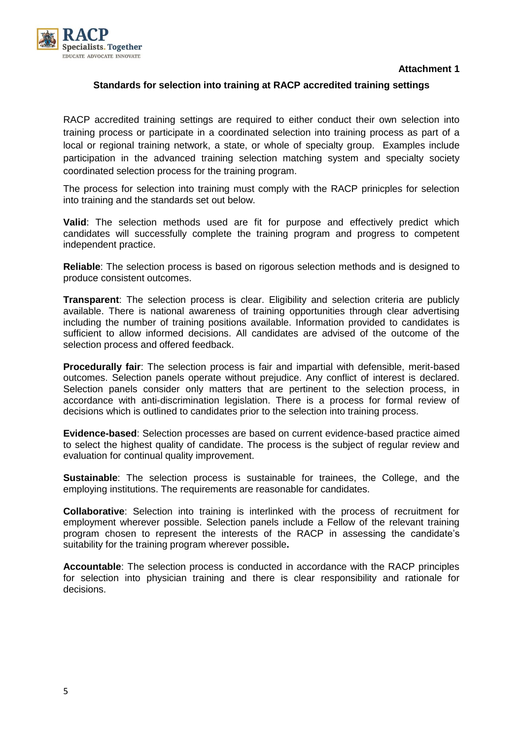**Attachment 1**

## Standards for selection into training at RACP accredited training settings

RACP accredited training settings are required to either conduct their own selection into training process or participate in a coordinated selection into training process as part of a local or regional training network, a state, or whole of specialty group. Examples include participation in the advanced training selection matching system and specialty society coordinated selection process for the training program.

The process for selection into training must comply with the RACP prinicples for selection into training and the standards set out below.

**Valid**: The selection methods used are fit for purpose and effectively predict which candidates will successfully complete the training program and progress to competent independent practice.

**Reliable**: The selection process is based on rigorous selection methods and is designed to produce consistent outcomes.

**Transparent**: The selection process is clear. Eligibility and selection criteria are publicly available. There is national awareness of training opportunities through clear advertising including the number of training positions available. Information provided to candidates is sufficient to allow informed decisions. All candidates are advised of the outcome of the selection process and offered feedback.

**Procedurally fair**: The selection process is fair and impartial with defensible, merit-based outcomes. Selection panels operate without prejudice. Any conflict of interest is declared. Selection panels consider only matters that are pertinent to the selection process, in accordance with anti-discrimination legislation. There is a process for formal review of decisions which is outlined to candidates prior to the selection into training process.

**Evidence-based**: Selection processes are based on current evidence-based practice aimed to select the highest quality of candidate. The process is the subject of regular review and evaluation for continual quality improvement.

**Sustainable**: The selection process is sustainable for trainees, the College, and the employing institutions. The requirements are reasonable for candidates.

**Collaborative**: Selection into training is interlinked with the process of recruitment for employment wherever possible. Selection panels include a Fellow of the relevant training program chosen to represent the interests of the RACP in assessing the candidate's suitability for the training program wherever possible**.**

**Accountable**: The selection process is conducted in accordance with the RACP principles for selection into physician training and there is clear responsibility and rationale for decisions.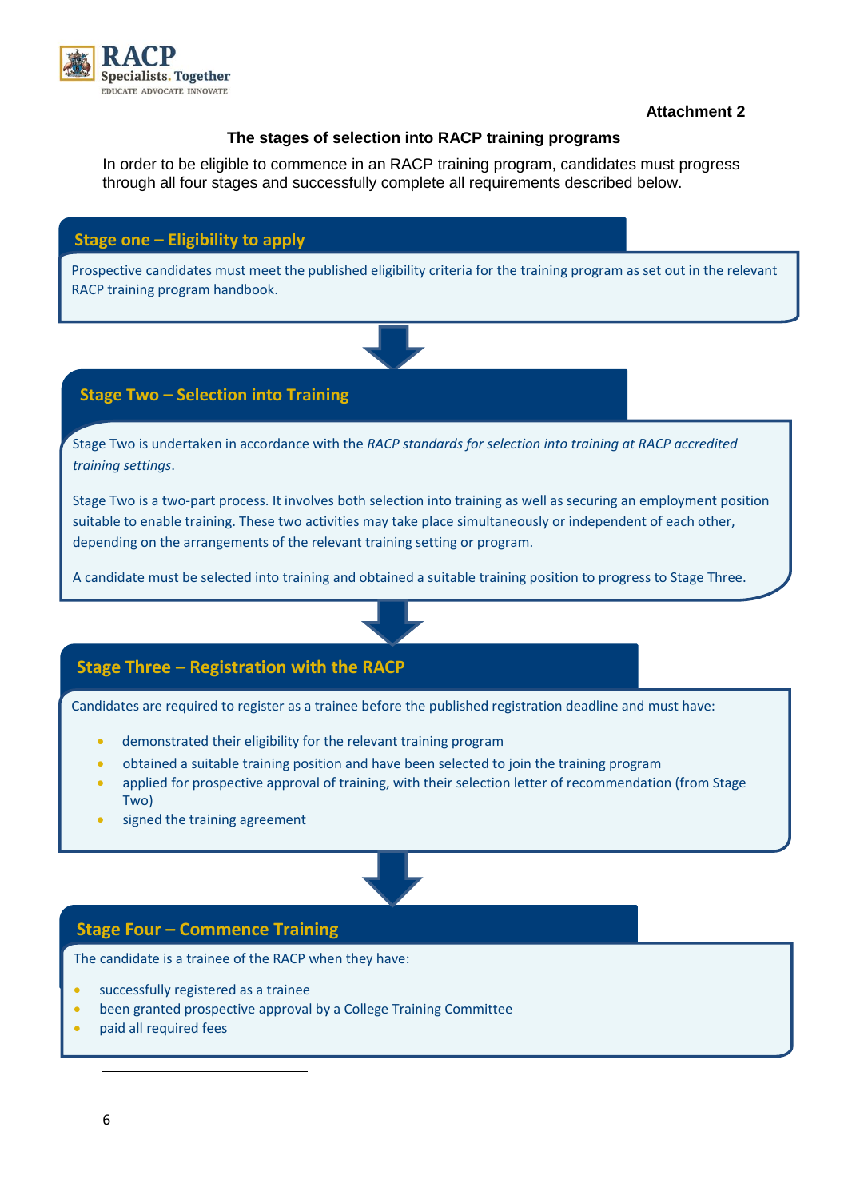**Attachment 2**

## The stages of selection into RACP training programs

In order to be eligible to commence in an RACP training program, candidates must progress through all four stages and successfully complete all requirements described below.

### Stage one – Eligibility to apply

Prospective candidates must meet the published eligibility criteria for the training program as set out in the relevant RACP training program handbook.

### Stage Two – Selection into Training

Stage Two is undertaken in accordance with the *RACP standards for selection into training at RACP accredited training settings*.

Stage Two is a two-part process. It involves both selection into training as well as securing an employment position suitable to enable training. These two activities may take place simultaneously or independent of each other, depending on the arrangements of the relevant training setting or program.

A candidate must be selected into training and obtained a suitable training position to progress to Stage Three.

### Stage Three – Registration with the RACP

Candidates are required to register as a trainee before the published registration deadline and must have:

- demonstrated their eligibility for the relevant training program
- obtained a suitable training position and have been selected to join the training program
- applied for prospective approval of training, with their selection letter of recommendation (from Stage Two)
- signed the training agreement

### Stage Four – Commence Training

The candidate is a trainee of the RACP when they have:

- successfully registered as a trainee
- been granted prospective approval by a College Training Committee
- paid all required fees